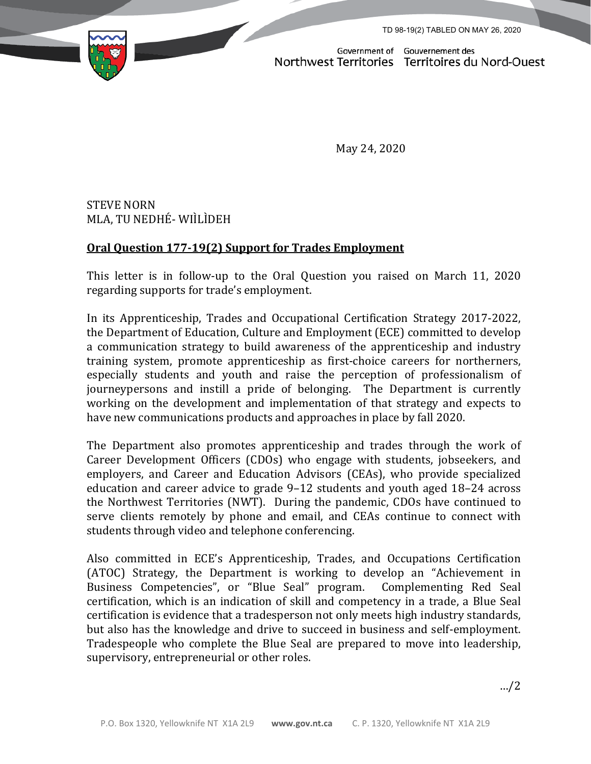TD 98-19(2) TABLED ON MAY 26, 2020

Government of Northwest Territories Gouvernement des Territoires du Nord-Ouest

May 24, 2020

STEVE NORN
MLA, TU NEDHÉ- WIÌLÌDEH

**Oral Question 177-19(2) Support for Trades Employment**

This letter is in follow-up to the Oral Question you raised on March 11, 2020 regarding supports for trade's employment.

In its Apprenticeship, Trades and Occupational Certification Strategy 2017-2022, the Department of Education, Culture and Employment (ECE) committed to develop a communication strategy to build awareness of the apprenticeship and industry training system, promote apprenticeship as first-choice careers for northerners, especially students and youth and raise the perception of professionalism of journeypersons and instill a pride of belonging. The Department is currently working on the development and implementation of that strategy and expects to have new communications products and approaches in place by fall 2020.

The Department also promotes apprenticeship and trades through the work of Career Development Officers (CDOs) who engage with students, jobseekers, and employers, and Career and Education Advisors (CEAs), who provide specialized education and career advice to grade 9–12 students and youth aged 18–24 across the Northwest Territories (NWT). During the pandemic, CDOs have continued to serve clients remotely by phone and email, and CEAs continue to connect with students through video and telephone conferencing.

Also committed in ECE's Apprenticeship, Trades, and Occupations Certification (ATOC) Strategy, the Department is working to develop an "Achievement in Business Competencies", or "Blue Seal" program. Complementing Red Seal certification, which is an indication of skill and competency in a trade, a Blue Seal certification is evidence that a tradesperson not only meets high industry standards, but also has the knowledge and drive to succeed in business and self-employment. Tradespeople who complete the Blue Seal are prepared to move into leadership, supervisory, entrepreneurial or other roles.

…/2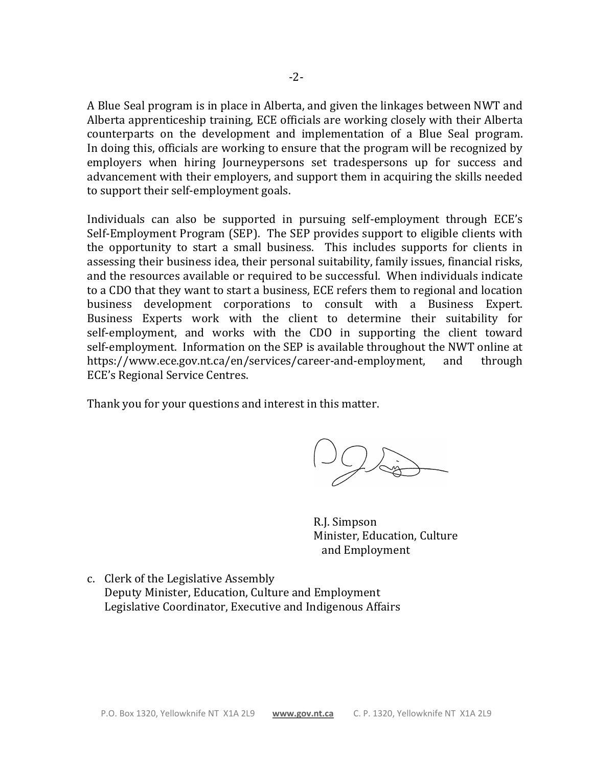A Blue Seal program is in place in Alberta, and given the linkages between NWT and Alberta apprenticeship training, ECE officials are working closely with their Alberta counterparts on the development and implementation of a Blue Seal program. In doing this, officials are working to ensure that the program will be recognized by employers when hiring Journeypersons set tradespersons up for success and advancement with their employers, and support them in acquiring the skills needed to support their self-employment goals.

Individuals can also be supported in pursuing self-employment through ECE's Self-Employment Program (SEP). The SEP provides support to eligible clients with the opportunity to start a small business. This includes supports for clients in assessing their business idea, their personal suitability, family issues, financial risks, and the resources available or required to be successful. When individuals indicate to a CDO that they want to start a business, ECE refers them to regional and location business development corporations to consult with a Business Expert. Business Experts work with the client to determine their suitability for self-employment, and works with the CDO in supporting the client toward self-employment. Information on the SEP is available throughout the NWT online at https://www.ece.gov.nt.ca/en/services/career-and-employment, and through ECE's Regional Service Centres.

Thank you for your questions and interest in this matter.

R.J. Simpson
Minister, Education, Culture
and Employment

c. Clerk of the Legislative Assembly
   Deputy Minister, Education, Culture and Employment
   Legislative Coordinator, Executive and Indigenous Affairs